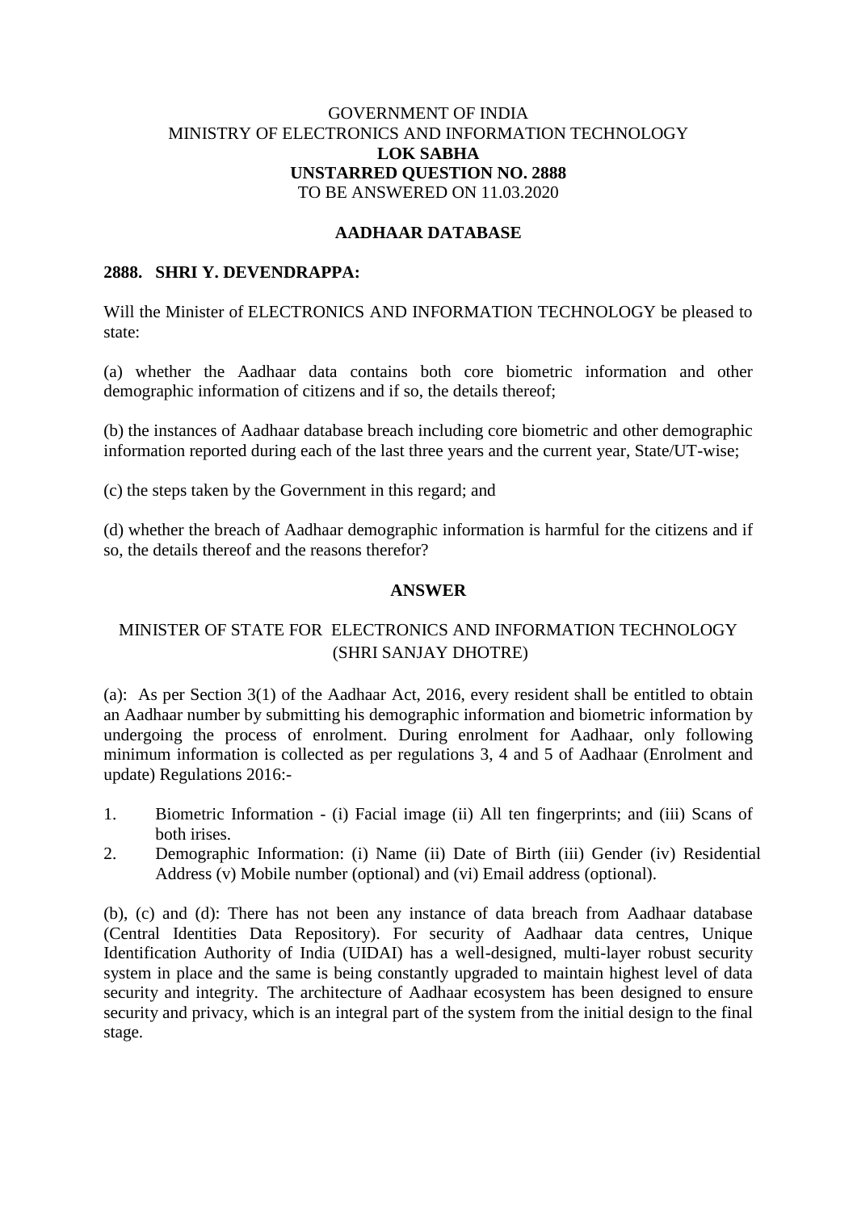GOVERNMENT OF INDIA
MINISTRY OF ELECTRONICS AND INFORMATION TECHNOLOGY
**LOK SABHA**
**UNSTARRED QUESTION NO. 2888**
TO BE ANSWERED ON 11.03.2020

## AADHAAR DATABASE

**2888. SHRI Y. DEVENDRAPPA:**

Will the Minister of ELECTRONICS AND INFORMATION TECHNOLOGY be pleased to state:

(a) whether the Aadhaar data contains both core biometric information and other demographic information of citizens and if so, the details thereof;

(b) the instances of Aadhaar database breach including core biometric and other demographic information reported during each of the last three years and the current year, State/UT-wise;

(c) the steps taken by the Government in this regard; and

(d) whether the breach of Aadhaar demographic information is harmful for the citizens and if so, the details thereof and the reasons therefor?

## ANSWER

MINISTER OF STATE FOR ELECTRONICS AND INFORMATION TECHNOLOGY
(SHRI SANJAY DHOTRE)

(a): As per Section 3(1) of the Aadhaar Act, 2016, every resident shall be entitled to obtain an Aadhaar number by submitting his demographic information and biometric information by undergoing the process of enrolment. During enrolment for Aadhaar, only following minimum information is collected as per regulations 3, 4 and 5 of Aadhaar (Enrolment and update) Regulations 2016:-

1. Biometric Information - (i) Facial image (ii) All ten fingerprints; and (iii) Scans of both irises.
2. Demographic Information: (i) Name (ii) Date of Birth (iii) Gender (iv) Residential Address (v) Mobile number (optional) and (vi) Email address (optional).

(b), (c) and (d): There has not been any instance of data breach from Aadhaar database (Central Identities Data Repository). For security of Aadhaar data centres, Unique Identification Authority of India (UIDAI) has a well-designed, multi-layer robust security system in place and the same is being constantly upgraded to maintain highest level of data security and integrity. The architecture of Aadhaar ecosystem has been designed to ensure security and privacy, which is an integral part of the system from the initial design to the final stage.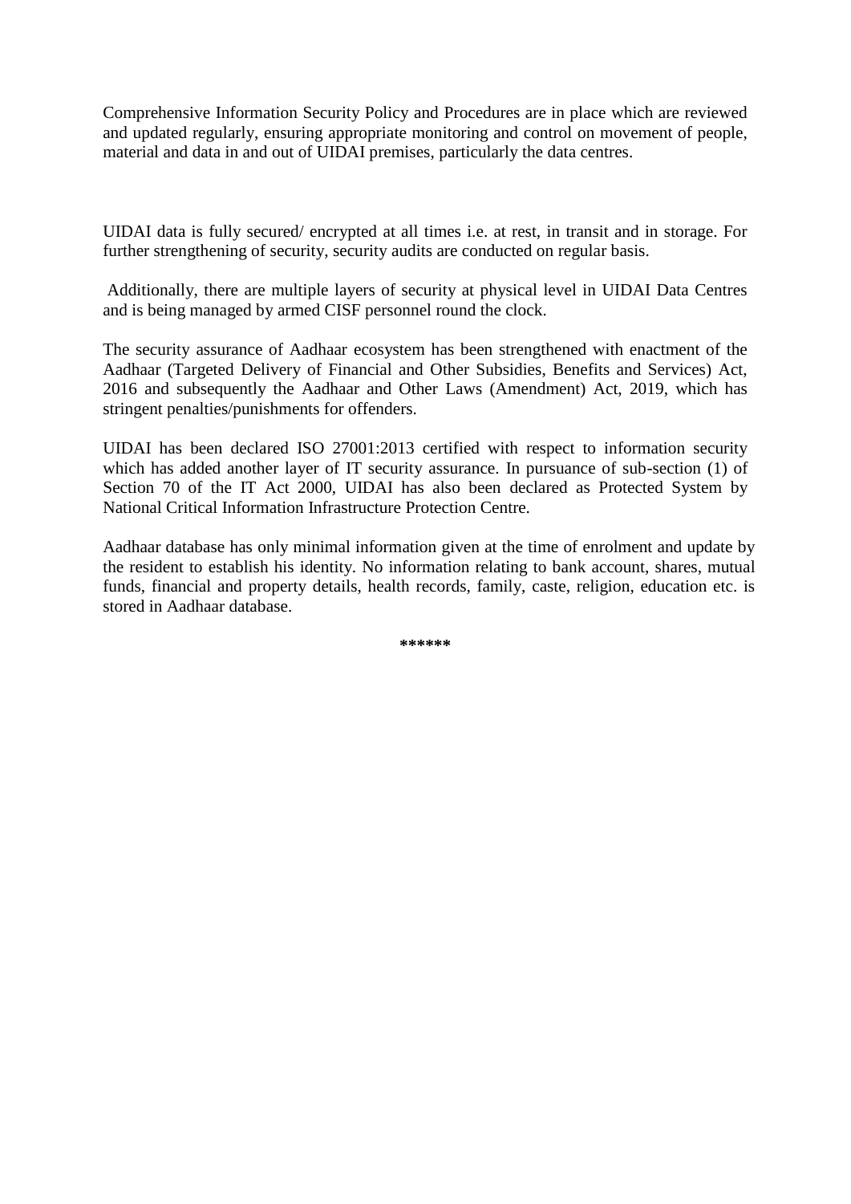Comprehensive Information Security Policy and Procedures are in place which are reviewed and updated regularly, ensuring appropriate monitoring and control on movement of people, material and data in and out of UIDAI premises, particularly the data centres.

UIDAI data is fully secured/ encrypted at all times i.e. at rest, in transit and in storage. For further strengthening of security, security audits are conducted on regular basis.

Additionally, there are multiple layers of security at physical level in UIDAI Data Centres and is being managed by armed CISF personnel round the clock.

The security assurance of Aadhaar ecosystem has been strengthened with enactment of the Aadhaar (Targeted Delivery of Financial and Other Subsidies, Benefits and Services) Act, 2016 and subsequently the Aadhaar and Other Laws (Amendment) Act, 2019, which has stringent penalties/punishments for offenders.

UIDAI has been declared ISO 27001:2013 certified with respect to information security which has added another layer of IT security assurance. In pursuance of sub-section (1) of Section 70 of the IT Act 2000, UIDAI has also been declared as Protected System by National Critical Information Infrastructure Protection Centre.

Aadhaar database has only minimal information given at the time of enrolment and update by the resident to establish his identity. No information relating to bank account, shares, mutual funds, financial and property details, health records, family, caste, religion, education etc. is stored in Aadhaar database.

******